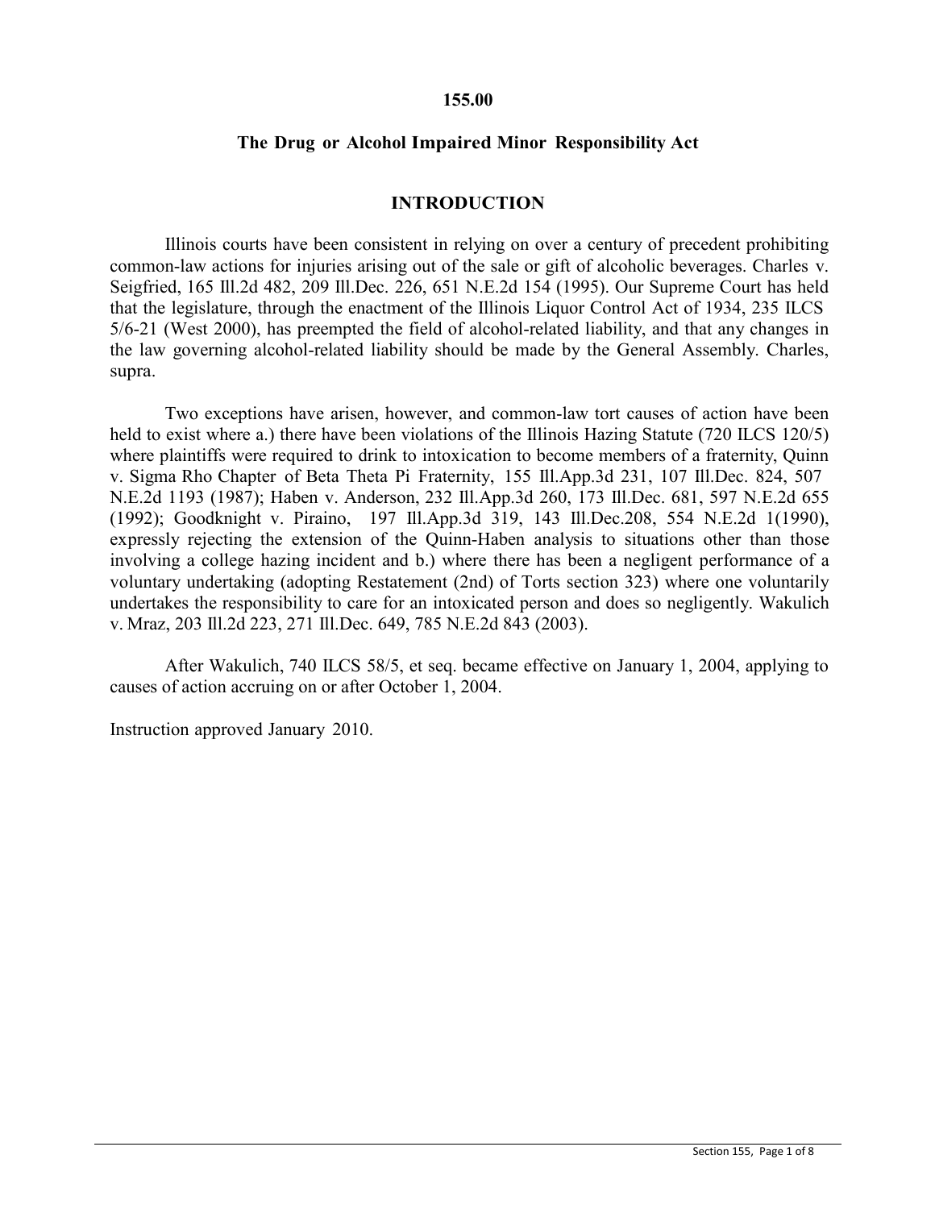**155.00**

**The Drug or Alcohol Impaired Minor Responsibility Act**

## INTRODUCTION

Illinois courts have been consistent in relying on over a century of precedent prohibiting common-law actions for injuries arising out of the sale or gift of alcoholic beverages. Charles v. Seigfried, 165 Ill.2d 482, 209 Ill.Dec. 226, 651 N.E.2d 154 (1995). Our Supreme Court has held that the legislature, through the enactment of the Illinois Liquor Control Act of 1934, 235 ILCS 5/6-21 (West 2000), has preempted the field of alcohol-related liability, and that any changes in the law governing alcohol-related liability should be made by the General Assembly. Charles, supra.

Two exceptions have arisen, however, and common-law tort causes of action have been held to exist where a.) there have been violations of the Illinois Hazing Statute (720 ILCS 120/5) where plaintiffs were required to drink to intoxication to become members of a fraternity, Quinn v. Sigma Rho Chapter of Beta Theta Pi Fraternity, 155 Ill.App.3d 231, 107 Ill.Dec. 824, 507 N.E.2d 1193 (1987); Haben v. Anderson, 232 Ill.App.3d 260, 173 Ill.Dec. 681, 597 N.E.2d 655 (1992); Goodknight v. Piraino, 197 Ill.App.3d 319, 143 Ill.Dec.208, 554 N.E.2d 1(1990), expressly rejecting the extension of the Quinn-Haben analysis to situations other than those involving a college hazing incident and b.) where there has been a negligent performance of a voluntary undertaking (adopting Restatement (2nd) of Torts section 323) where one voluntarily undertakes the responsibility to care for an intoxicated person and does so negligently. Wakulich v. Mraz, 203 Ill.2d 223, 271 Ill.Dec. 649, 785 N.E.2d 843 (2003).

After Wakulich, 740 ILCS 58/5, et seq. became effective on January 1, 2004, applying to causes of action accruing on or after October 1, 2004.

Instruction approved January 2010.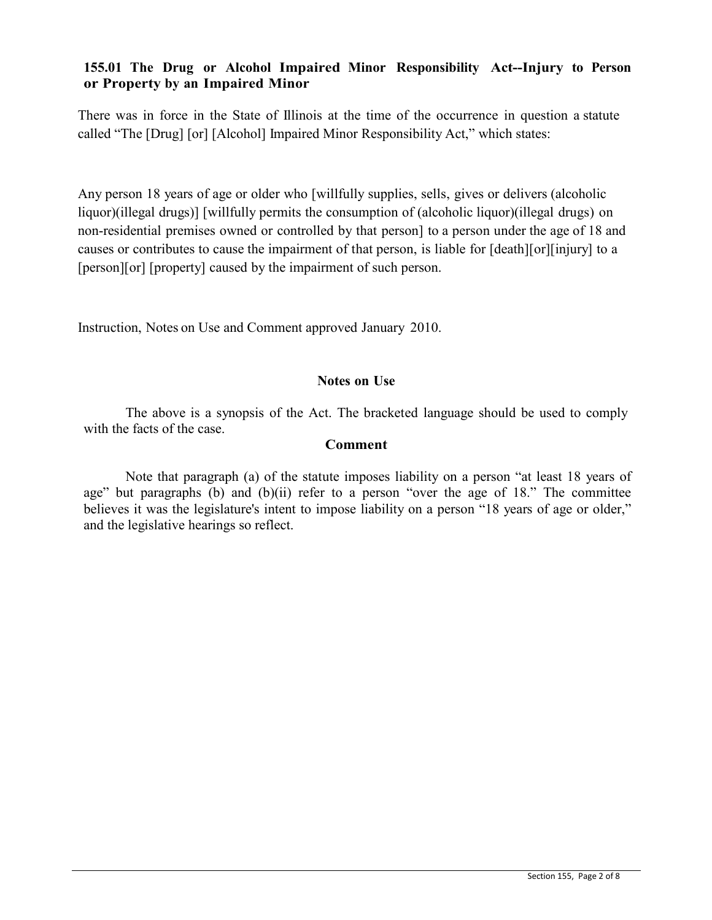**155.01 The Drug or Alcohol Impaired Minor Responsibility Act--Injury to Person or Property by an Impaired Minor**

There was in force in the State of Illinois at the time of the occurrence in question a statute called "The [Drug] [or] [Alcohol] Impaired Minor Responsibility Act," which states:

Any person 18 years of age or older who [willfully supplies, sells, gives or delivers (alcoholic liquor)(illegal drugs)] [willfully permits the consumption of (alcoholic liquor)(illegal drugs) on non-residential premises owned or controlled by that person] to a person under the age of 18 and causes or contributes to cause the impairment of that person, is liable for [death][or][injury] to a [person][or] [property] caused by the impairment of such person.

Instruction, Notes on Use and Comment approved January 2010.

## Notes on Use

The above is a synopsis of the Act. The bracketed language should be used to comply with the facts of the case.

## Comment

Note that paragraph (a) of the statute imposes liability on a person "at least 18 years of age" but paragraphs (b) and (b)(ii) refer to a person "over the age of 18." The committee believes it was the legislature's intent to impose liability on a person "18 years of age or older," and the legislative hearings so reflect.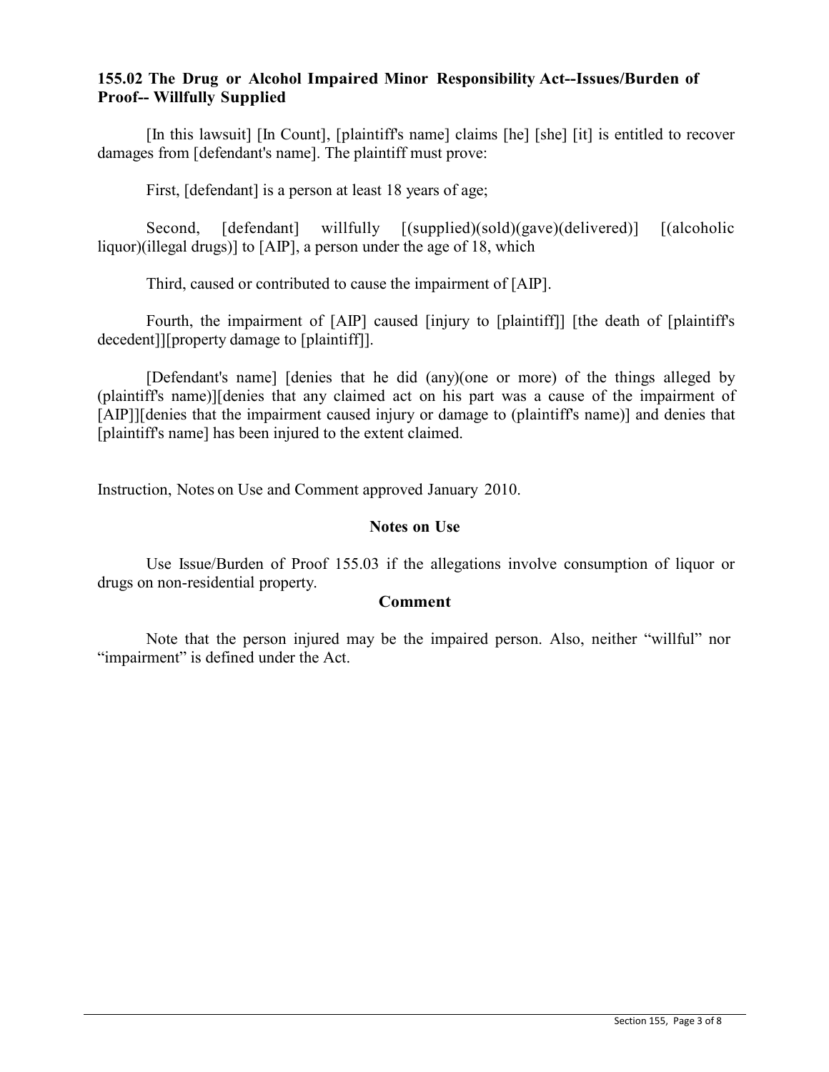**155.02 The Drug or Alcohol Impaired Minor Responsibility Act--Issues/Burden of Proof-- Willfully Supplied**

[In this lawsuit] [In Count], [plaintiff's name] claims [he] [she] [it] is entitled to recover damages from [defendant's name]. The plaintiff must prove:

First, [defendant] is a person at least 18 years of age;

Second, [defendant] willfully [(supplied)(sold)(gave)(delivered)] [(alcoholic liquor)(illegal drugs)] to [AIP], a person under the age of 18, which

Third, caused or contributed to cause the impairment of [AIP].

Fourth, the impairment of [AIP] caused [injury to [plaintiff]] [the death of [plaintiff's decedent]][property damage to [plaintiff]].

[Defendant's name] [denies that he did (any)(one or more) of the things alleged by (plaintiff's name)][denies that any claimed act on his part was a cause of the impairment of [AIP]][denies that the impairment caused injury or damage to (plaintiff's name)] and denies that [plaintiff's name] has been injured to the extent claimed.

Instruction, Notes on Use and Comment approved January 2010.

**Notes on Use**

Use Issue/Burden of Proof 155.03 if the allegations involve consumption of liquor or drugs on non-residential property.

**Comment**

Note that the person injured may be the impaired person. Also, neither "willful" nor "impairment" is defined under the Act.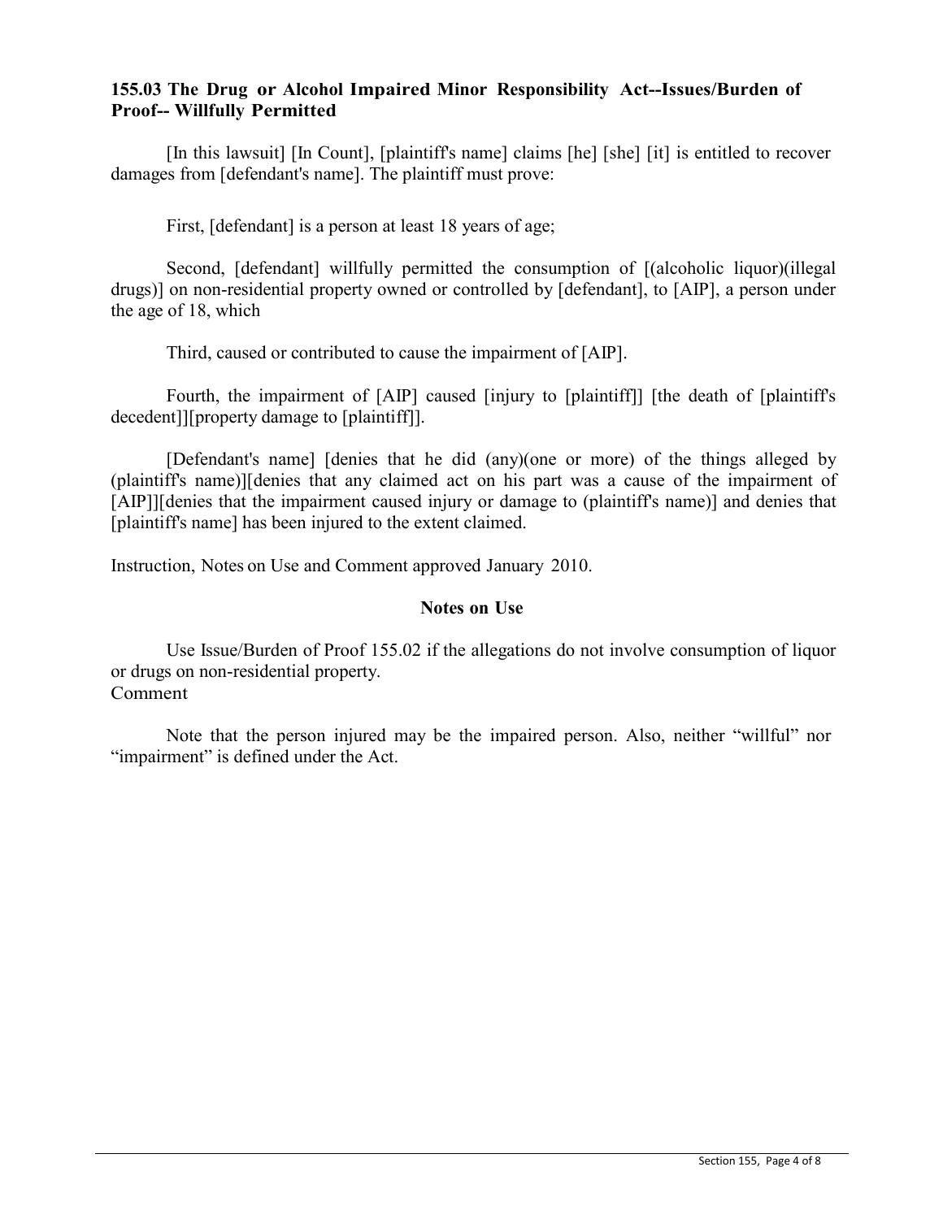**155.03 The Drug or Alcohol Impaired Minor Responsibility Act--Issues/Burden of Proof-- Willfully Permitted**

[In this lawsuit] [In Count], [plaintiff's name] claims [he] [she] [it] is entitled to recover damages from [defendant's name]. The plaintiff must prove:

First, [defendant] is a person at least 18 years of age;

Second, [defendant] willfully permitted the consumption of [(alcoholic liquor)(illegal drugs)] on non-residential property owned or controlled by [defendant], to [AIP], a person under the age of 18, which

Third, caused or contributed to cause the impairment of [AIP].

Fourth, the impairment of [AIP] caused [injury to [plaintiff]] [the death of [plaintiff's decedent]][property damage to [plaintiff]].

[Defendant's name] [denies that he did (any)(one or more) of the things alleged by (plaintiff's name)][denies that any claimed act on his part was a cause of the impairment of [AIP]][denies that the impairment caused injury or damage to (plaintiff's name)] and denies that [plaintiff's name] has been injured to the extent claimed.

Instruction, Notes on Use and Comment approved January 2010.

**Notes on Use**

Use Issue/Burden of Proof 155.02 if the allegations do not involve consumption of liquor or drugs on non-residential property.

Comment

Note that the person injured may be the impaired person. Also, neither "willful" nor "impairment" is defined under the Act.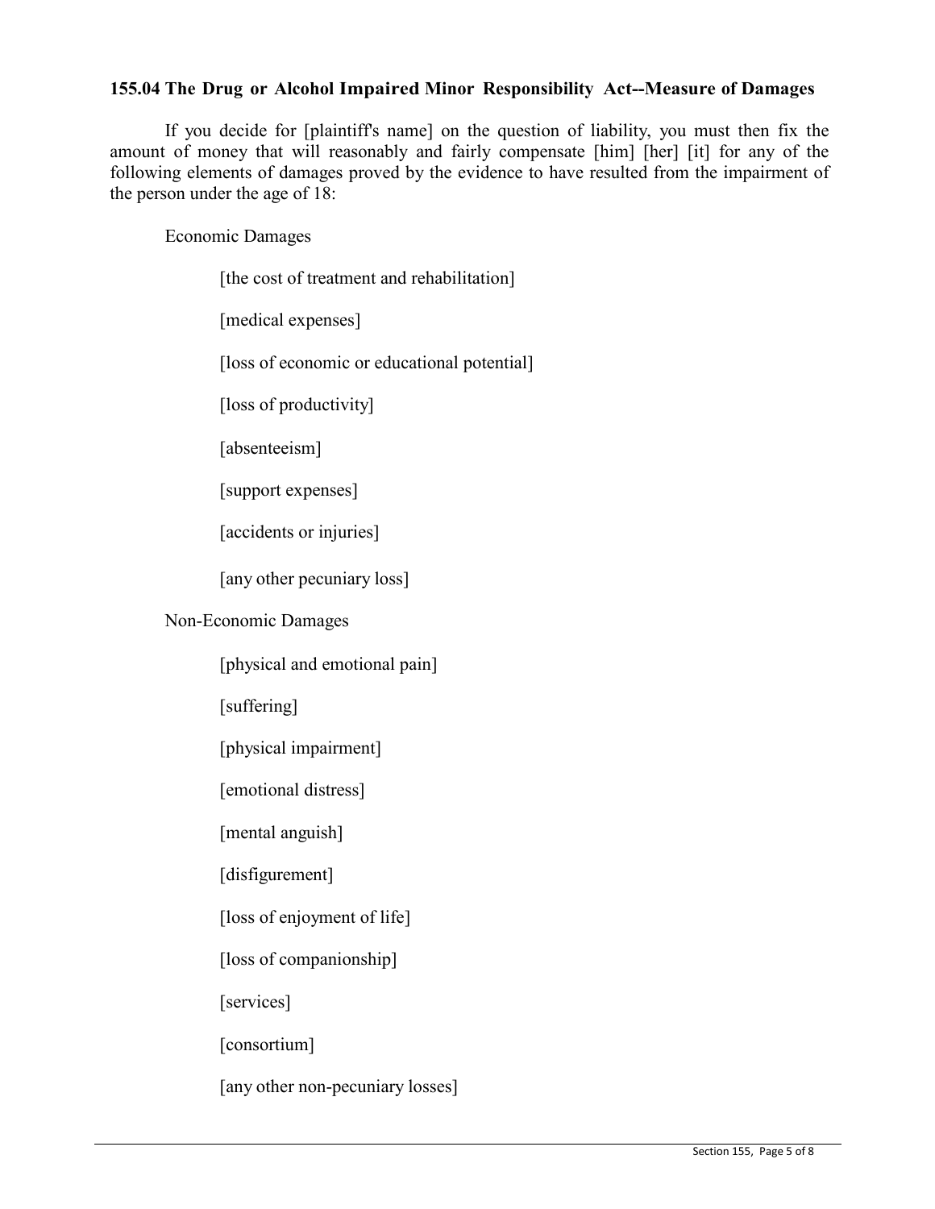### 155.04 The Drug or Alcohol Impaired Minor Responsibility Act--Measure of Damages

If you decide for [plaintiff's name] on the question of liability, you must then fix the amount of money that will reasonably and fairly compensate [him] [her] [it] for any of the following elements of damages proved by the evidence to have resulted from the impairment of the person under the age of 18:

Economic Damages

[the cost of treatment and rehabilitation]

[medical expenses]

[loss of economic or educational potential]

[loss of productivity]

[absenteeism]

[support expenses]

[accidents or injuries]

[any other pecuniary loss]

Non-Economic Damages

[physical and emotional pain]

[suffering]

[physical impairment]

[emotional distress]

[mental anguish]

[disfigurement]

[loss of enjoyment of life]

[loss of companionship]

[services]

[consortium]

[any other non-pecuniary losses]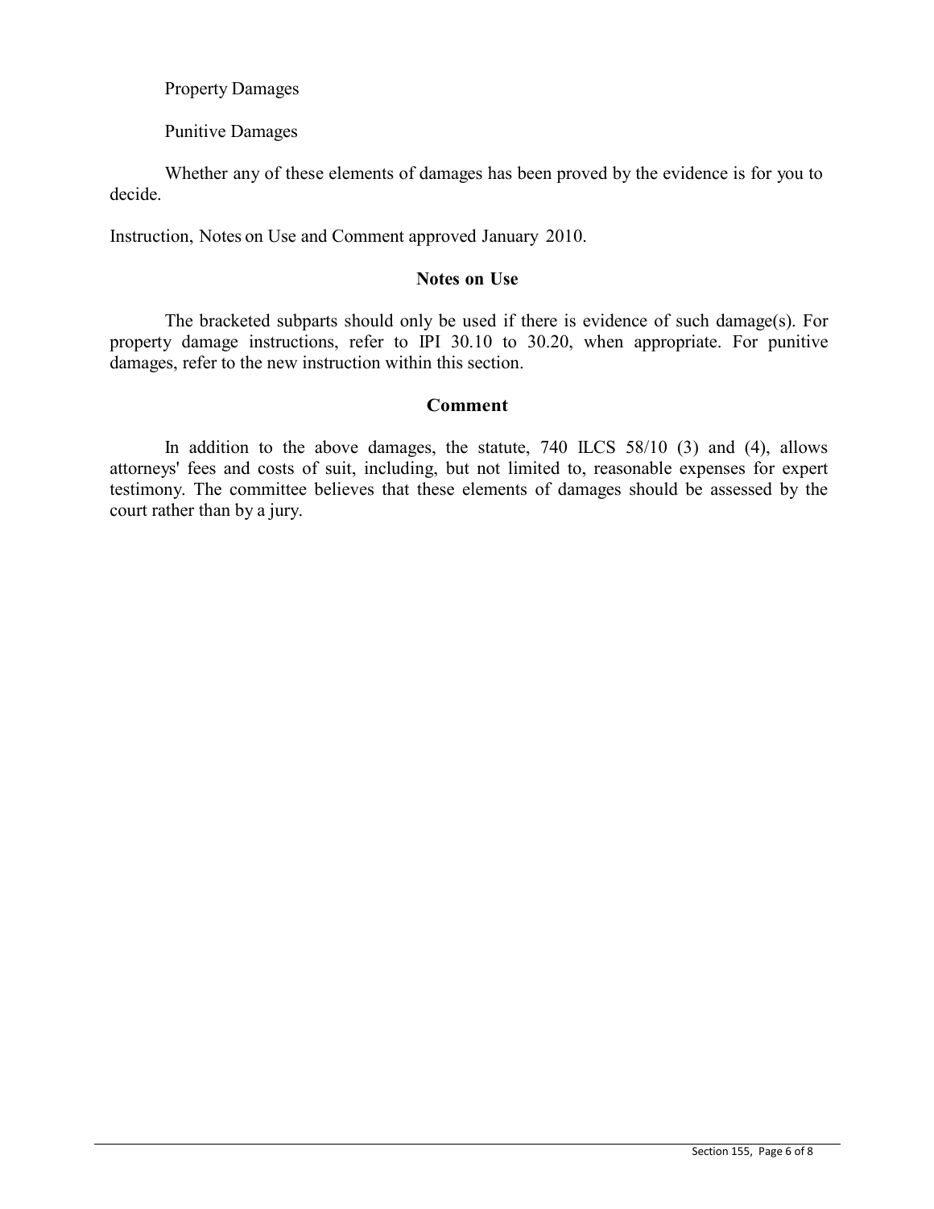Property Damages

Punitive Damages

Whether any of these elements of damages has been proved by the evidence is for you to decide.

Instruction, Notes on Use and Comment approved January 2010.

### Notes on Use

The bracketed subparts should only be used if there is evidence of such damage(s). For property damage instructions, refer to IPI 30.10 to 30.20, when appropriate. For punitive damages, refer to the new instruction within this section.

### Comment

In addition to the above damages, the statute, 740 ILCS 58/10 (3) and (4), allows attorneys' fees and costs of suit, including, but not limited to, reasonable expenses for expert testimony. The committee believes that these elements of damages should be assessed by the court rather than by a jury.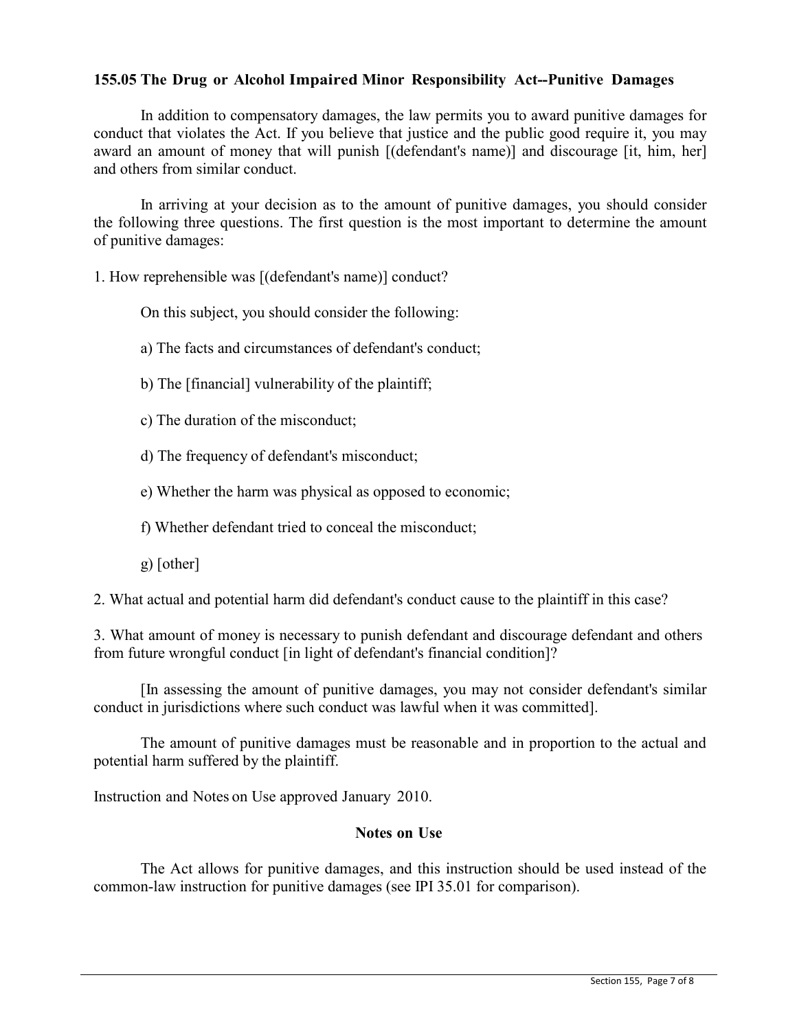**155.05 The Drug or Alcohol Impaired Minor Responsibility Act--Punitive Damages**

In addition to compensatory damages, the law permits you to award punitive damages for conduct that violates the Act. If you believe that justice and the public good require it, you may award an amount of money that will punish [(defendant's name)] and discourage [it, him, her] and others from similar conduct.

In arriving at your decision as to the amount of punitive damages, you should consider the following three questions. The first question is the most important to determine the amount of punitive damages:

1. How reprehensible was [(defendant's name)] conduct?

   On this subject, you should consider the following:

   a) The facts and circumstances of defendant's conduct;

   b) The [financial] vulnerability of the plaintiff;

   c) The duration of the misconduct;

   d) The frequency of defendant's misconduct;

   e) Whether the harm was physical as opposed to economic;

   f) Whether defendant tried to conceal the misconduct;

   g) [other]

2. What actual and potential harm did defendant's conduct cause to the plaintiff in this case?

3. What amount of money is necessary to punish defendant and discourage defendant and others from future wrongful conduct [in light of defendant's financial condition]?

[In assessing the amount of punitive damages, you may not consider defendant's similar conduct in jurisdictions where such conduct was lawful when it was committed].

The amount of punitive damages must be reasonable and in proportion to the actual and potential harm suffered by the plaintiff.

Instruction and Notes on Use approved January 2010.

**Notes on Use**

The Act allows for punitive damages, and this instruction should be used instead of the common-law instruction for punitive damages (see IPI 35.01 for comparison).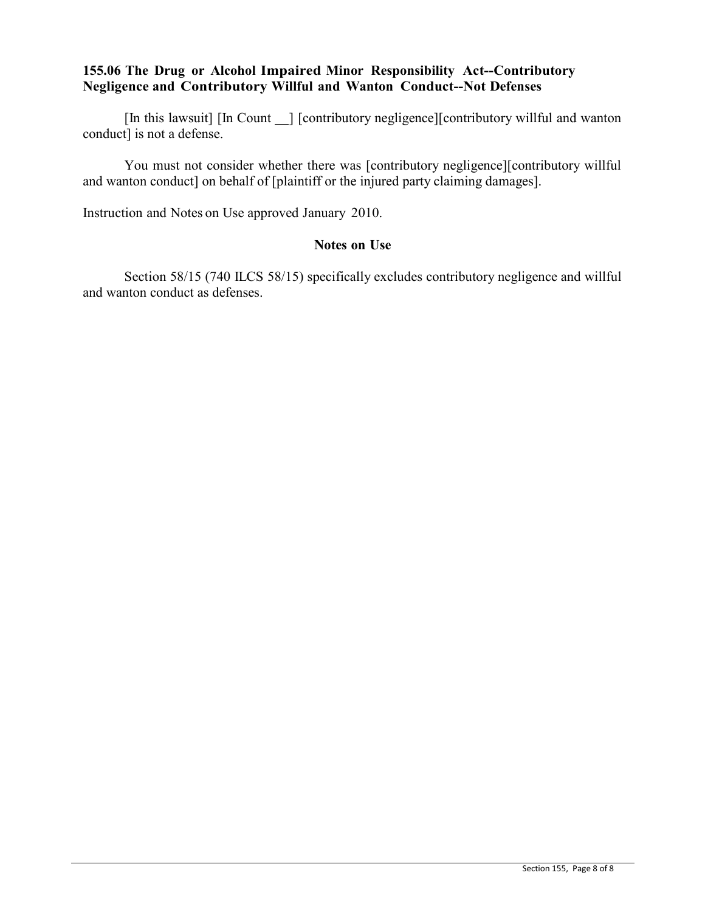**155.06 The Drug or Alcohol Impaired Minor Responsibility Act--Contributory Negligence and Contributory Willful and Wanton Conduct--Not Defenses**

[In this lawsuit] [In Count __] [contributory negligence][contributory willful and wanton conduct] is not a defense.

You must not consider whether there was [contributory negligence][contributory willful and wanton conduct] on behalf of [plaintiff or the injured party claiming damages].

Instruction and Notes on Use approved January 2010.

**Notes on Use**

Section 58/15 (740 ILCS 58/15) specifically excludes contributory negligence and willful and wanton conduct as defenses.